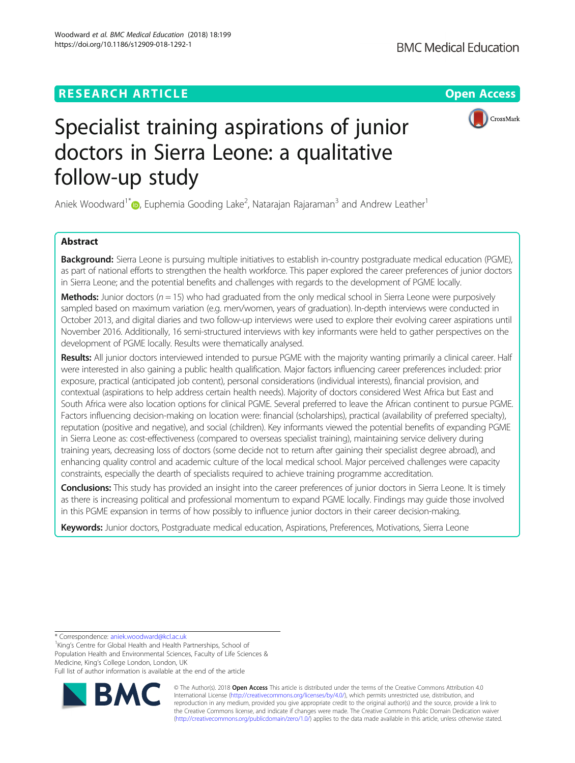RESEARCH ARTICLE

Open Access

# Specialist training aspirations of junior doctors in Sierra Leone: a qualitative follow-up study

Aniek Woodward[1*], Euphemia Gooding Lake[2], Natarajan Rajaraman[3] and Andrew Leather[1]

## Abstract

**Background:** Sierra Leone is pursuing multiple initiatives to establish in-country postgraduate medical education (PGME), as part of national efforts to strengthen the health workforce. This paper explored the career preferences of junior doctors in Sierra Leone; and the potential benefits and challenges with regards to the development of PGME locally.

**Methods:** Junior doctors ($n = 15$) who had graduated from the only medical school in Sierra Leone were purposively sampled based on maximum variation (e.g. men/women, years of graduation). In-depth interviews were conducted in October 2013, and digital diaries and two follow-up interviews were used to explore their evolving career aspirations until November 2016. Additionally, 16 semi-structured interviews with key informants were held to gather perspectives on the development of PGME locally. Results were thematically analysed.

**Results:** All junior doctors interviewed intended to pursue PGME with the majority wanting primarily a clinical career. Half were interested in also gaining a public health qualification. Major factors influencing career preferences included: prior exposure, practical (anticipated job content), personal considerations (individual interests), financial provision, and contextual (aspirations to help address certain health needs). Majority of doctors considered West Africa but East and South Africa were also location options for clinical PGME. Several preferred to leave the African continent to pursue PGME. Factors influencing decision-making on location were: financial (scholarships), practical (availability of preferred specialty), reputation (positive and negative), and social (children). Key informants viewed the potential benefits of expanding PGME in Sierra Leone as: cost-effectiveness (compared to overseas specialist training), maintaining service delivery during training years, decreasing loss of doctors (some decide not to return after gaining their specialist degree abroad), and enhancing quality control and academic culture of the local medical school. Major perceived challenges were capacity constraints, especially the dearth of specialists required to achieve training programme accreditation.

**Conclusions:** This study has provided an insight into the career preferences of junior doctors in Sierra Leone. It is timely as there is increasing political and professional momentum to expand PGME locally. Findings may guide those involved in this PGME expansion in terms of how possibly to influence junior doctors in their career decision-making.

**Keywords:** Junior doctors, Postgraduate medical education, Aspirations, Preferences, Motivations, Sierra Leone

---

\* Correspondence: aniek.woodward@kcl.ac.uk

[1]King's Centre for Global Health and Health Partnerships, School of Population Health and Environmental Sciences, Faculty of Life Sciences & Medicine, King's College London, London, UK

Full list of author information is available at the end of the article

© The Author(s). 2018 **Open Access** This article is distributed under the terms of the Creative Commons Attribution 4.0 International License (http://creativecommons.org/licenses/by/4.0/), which permits unrestricted use, distribution, and reproduction in any medium, provided you give appropriate credit to the original author(s) and the source, provide a link to the Creative Commons license, and indicate if changes were made. The Creative Commons Public Domain Dedication waiver (http://creativecommons.org/publicdomain/zero/1.0/) applies to the data made available in this article, unless otherwise stated.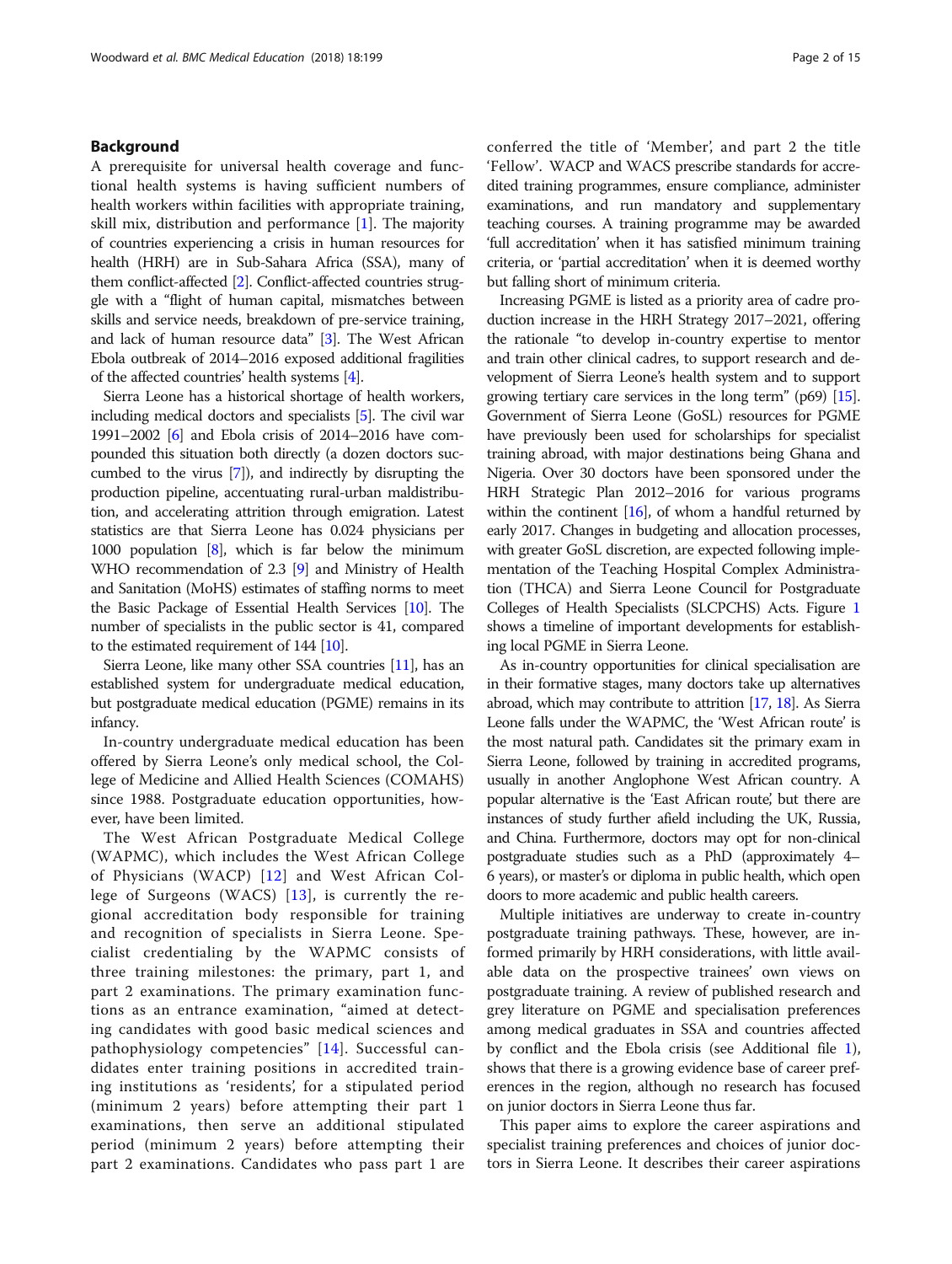## Background

A prerequisite for universal health coverage and functional health systems is having sufficient numbers of health workers within facilities with appropriate training, skill mix, distribution and performance [1]. The majority of countries experiencing a crisis in human resources for health (HRH) are in Sub-Sahara Africa (SSA), many of them conflict-affected [2]. Conflict-affected countries struggle with a "flight of human capital, mismatches between skills and service needs, breakdown of pre-service training, and lack of human resource data" [3]. The West African Ebola outbreak of 2014–2016 exposed additional fragilities of the affected countries' health systems [4].

Sierra Leone has a historical shortage of health workers, including medical doctors and specialists [5]. The civil war 1991–2002 [6] and Ebola crisis of 2014–2016 have compounded this situation both directly (a dozen doctors succumbed to the virus [7]), and indirectly by disrupting the production pipeline, accentuating rural-urban maldistribution, and accelerating attrition through emigration. Latest statistics are that Sierra Leone has 0.024 physicians per 1000 population [8], which is far below the minimum WHO recommendation of 2.3 [9] and Ministry of Health and Sanitation (MoHS) estimates of staffing norms to meet the Basic Package of Essential Health Services [10]. The number of specialists in the public sector is 41, compared to the estimated requirement of 144 [10].

Sierra Leone, like many other SSA countries [11], has an established system for undergraduate medical education, but postgraduate medical education (PGME) remains in its infancy.

In-country undergraduate medical education has been offered by Sierra Leone's only medical school, the College of Medicine and Allied Health Sciences (COMAHS) since 1988. Postgraduate education opportunities, however, have been limited.

The West African Postgraduate Medical College (WAPMC), which includes the West African College of Physicians (WACP) [12] and West African College of Surgeons (WACS) [13], is currently the regional accreditation body responsible for training and recognition of specialists in Sierra Leone. Specialist credentialing by the WAPMC consists of three training milestones: the primary, part 1, and part 2 examinations. The primary examination functions as an entrance examination, "aimed at detecting candidates with good basic medical sciences and pathophysiology competencies" [14]. Successful candidates enter training positions in accredited training institutions as 'residents', for a stipulated period (minimum 2 years) before attempting their part 1 examinations, then serve an additional stipulated period (minimum 2 years) before attempting their part 2 examinations. Candidates who pass part 1 are conferred the title of 'Member', and part 2 the title 'Fellow'. WACP and WACS prescribe standards for accredited training programmes, ensure compliance, administer examinations, and run mandatory and supplementary teaching courses. A training programme may be awarded 'full accreditation' when it has satisfied minimum training criteria, or 'partial accreditation' when it is deemed worthy but falling short of minimum criteria.

Increasing PGME is listed as a priority area of cadre production increase in the HRH Strategy 2017–2021, offering the rationale "to develop in-country expertise to mentor and train other clinical cadres, to support research and development of Sierra Leone's health system and to support growing tertiary care services in the long term" (p69) [15]. Government of Sierra Leone (GoSL) resources for PGME have previously been used for scholarships for specialist training abroad, with major destinations being Ghana and Nigeria. Over 30 doctors have been sponsored under the HRH Strategic Plan 2012–2016 for various programs within the continent [16], of whom a handful returned by early 2017. Changes in budgeting and allocation processes, with greater GoSL discretion, are expected following implementation of the Teaching Hospital Complex Administration (THCA) and Sierra Leone Council for Postgraduate Colleges of Health Specialists (SLCPCHS) Acts. Figure 1 shows a timeline of important developments for establishing local PGME in Sierra Leone.

As in-country opportunities for clinical specialisation are in their formative stages, many doctors take up alternatives abroad, which may contribute to attrition [17, 18]. As Sierra Leone falls under the WAPMC, the 'West African route' is the most natural path. Candidates sit the primary exam in Sierra Leone, followed by training in accredited programs, usually in another Anglophone West African country. A popular alternative is the 'East African route', but there are instances of study further afield including the UK, Russia, and China. Furthermore, doctors may opt for non-clinical postgraduate studies such as a PhD (approximately 4–6 years), or master's or diploma in public health, which open doors to more academic and public health careers.

Multiple initiatives are underway to create in-country postgraduate training pathways. These, however, are informed primarily by HRH considerations, with little available data on the prospective trainees' own views on postgraduate training. A review of published research and grey literature on PGME and specialisation preferences among medical graduates in SSA and countries affected by conflict and the Ebola crisis (see Additional file 1), shows that there is a growing evidence base of career preferences in the region, although no research has focused on junior doctors in Sierra Leone thus far.

This paper aims to explore the career aspirations and specialist training preferences and choices of junior doctors in Sierra Leone. It describes their career aspirations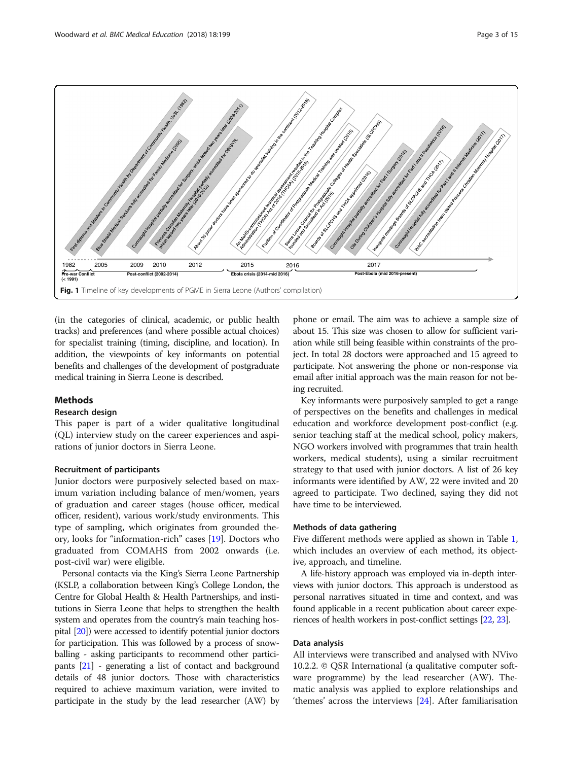Fig. 1 Timeline of key developments of PGME in Sierra Leone (Authors' compilation)

(in the categories of clinical, academic, or public health tracks) and preferences (and where possible actual choices) for specialist training (timing, discipline, and location). In addition, the viewpoints of key informants on potential benefits and challenges of the development of postgraduate medical training in Sierra Leone is described.

## Methods

### Research design

This paper is part of a wider qualitative longitudinal (QL) interview study on the career experiences and aspirations of junior doctors in Sierra Leone.

### Recruitment of participants

Junior doctors were purposively selected based on maximum variation including balance of men/women, years of graduation and career stages (house officer, medical officer, resident), various work/study environments. This type of sampling, which originates from grounded theory, looks for "information-rich" cases [19]. Doctors who graduated from COMAHS from 2002 onwards (i.e. post-civil war) were eligible.

Personal contacts via the King's Sierra Leone Partnership (KSLP, a collaboration between King's College London, the Centre for Global Health & Health Partnerships, and institutions in Sierra Leone that helps to strengthen the health system and operates from the country's main teaching hospital [20]) were accessed to identify potential junior doctors for participation. This was followed by a process of snowballing - asking participants to recommend other participants [21] - generating a list of contact and background details of 48 junior doctors. Those with characteristics required to achieve maximum variation, were invited to participate in the study by the lead researcher (AW) by phone or email. The aim was to achieve a sample size of about 15. This size was chosen to allow for sufficient variation while still being feasible within constraints of the project. In total 28 doctors were approached and 15 agreed to participate. Not answering the phone or non-response via email after initial approach was the main reason for not being recruited.

Key informants were purposively sampled to get a range of perspectives on the benefits and challenges in medical education and workforce development post-conflict (e.g. senior teaching staff at the medical school, policy makers, NGO workers involved with programmes that train health workers, medical students), using a similar recruitment strategy to that used with junior doctors. A list of 26 key informants were identified by AW, 22 were invited and 20 agreed to participate. Two declined, saying they did not have time to be interviewed.

### Methods of data gathering

Five different methods were applied as shown in Table 1, which includes an overview of each method, its objective, approach, and timeline.

A life-history approach was employed via in-depth interviews with junior doctors. This approach is understood as personal narratives situated in time and context, and was found applicable in a recent publication about career experiences of health workers in post-conflict settings [22, 23].

### Data analysis

All interviews were transcribed and analysed with NVivo 10.2.2. © QSR International (a qualitative computer software programme) by the lead researcher (AW). Thematic analysis was applied to explore relationships and 'themes' across the interviews [24]. After familiarisation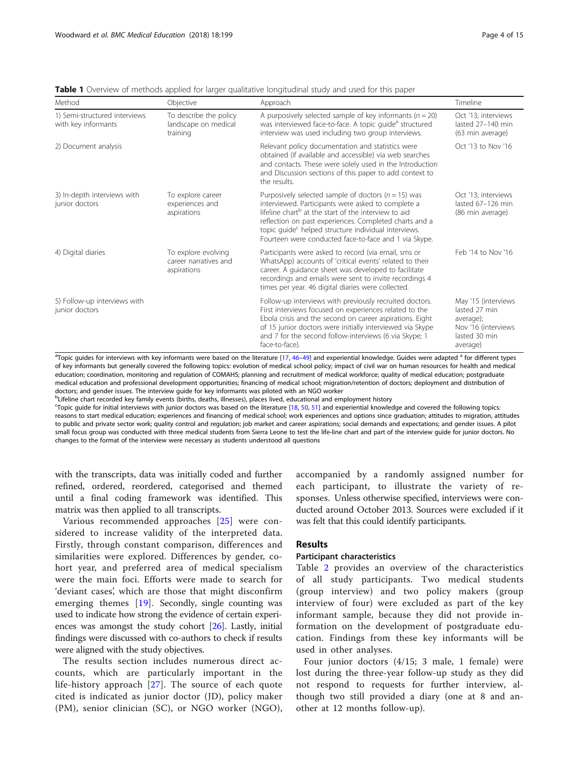**Table 1** Overview of methods applied for larger qualitative longitudinal study and used for this paper

| Method | Objective | Approach | Timeline |
| --- | --- | --- | --- |
| 1) Semi-structured interviews with key informants | To describe the policy landscape on medical training | A purposively selected sample of key informants ($n = 20$) was interviewed face-to-face. A topic guide[a] structured interview was used including two group interviews. | Oct '13; interviews lasted 27–140 min (63 min average) |
| 2) Document analysis | | Relevant policy documentation and statistics were obtained (if available and accessible) via web searches and contacts. These were solely used in the Introduction and Discussion sections of this paper to add context to the results. | Oct '13 to Nov '16 |
| 3) In-depth interviews with junior doctors | To explore career experiences and aspirations | Purposively selected sample of doctors ($n = 15$) was interviewed. Participants were asked to complete a lifeline chart[b] at the start of the interview to aid reflection on past experiences. Completed charts and a topic guide[c] helped structure individual interviews. Fourteen were conducted face-to-face and 1 via Skype. | Oct '13; interviews lasted 67–126 min (86 min average) |
| 4) Digital diaries | To explore evolving career narratives and aspirations | Participants were asked to record (via email, sms or WhatsApp) accounts of 'critical events' related to their career. A guidance sheet was developed to facilitate recordings and emails were sent to invite recordings 4 times per year. 46 digital diaries were collected. | Feb '14 to Nov '16 |
| 5) Follow-up interviews with junior doctors | | Follow-up interviews with previously recruited doctors. First interviews focused on experiences related to the Ebola crisis and the second on career aspirations. Eight of 15 junior doctors were initially interviewed via Skype and 7 for the second follow-interviews (6 via Skype; 1 face-to-face). | May '15 (interviews lasted 27 min average); Nov '16 (interviews lasted 30 min average) |

[a]Topic guides for interviews with key informants were based on the literature [17, 46–49] and experiential knowledge. Guides were adapted [a] for different types of key informants but generally covered the following topics: evolution of medical school policy; impact of civil war on human resources for health and medical education; coordination, monitoring and regulation of COMAHS; planning and recruitment of medical workforce; quality of medical education; postgraduate medical education and professional development opportunities; financing of medical school; migration/retention of doctors; deployment and distribution of doctors; and gender issues. The interview guide for key informants was piloted with an NGO worker

[b]Lifeline chart recorded key family events (births, deaths, illnesses), places lived, educational and employment history

[c]Topic guide for initial interviews with junior doctors was based on the literature [18, 50, 51] and experiential knowledge and covered the following topics: reasons to start medical education; experiences and financing of medical school; work experiences and options since graduation; attitudes to migration, attitudes to public and private sector work; quality control and regulation; job market and career aspirations; social demands and expectations; and gender issues. A pilot small focus group was conducted with three medical students from Sierra Leone to test the life-line chart and part of the interview guide for junior doctors. No changes to the format of the interview were necessary as students understood all questions

with the transcripts, data was initially coded and further refined, ordered, reordered, categorised and themed until a final coding framework was identified. This matrix was then applied to all transcripts.

Various recommended approaches [25] were considered to increase validity of the interpreted data. Firstly, through constant comparison, differences and similarities were explored. Differences by gender, cohort year, and preferred area of medical specialism were the main foci. Efforts were made to search for 'deviant cases', which are those that might disconfirm emerging themes [19]. Secondly, single counting was used to indicate how strong the evidence of certain experiences was amongst the study cohort [26]. Lastly, initial findings were discussed with co-authors to check if results were aligned with the study objectives.

The results section includes numerous direct accounts, which are particularly important in the life-history approach [27]. The source of each quote cited is indicated as junior doctor (JD), policy maker (PM), senior clinician (SC), or NGO worker (NGO), accompanied by a randomly assigned number for each participant, to illustrate the variety of responses. Unless otherwise specified, interviews were conducted around October 2013. Sources were excluded if it was felt that this could identify participants.

## Results

### Participant characteristics

Table 2 provides an overview of the characteristics of all study participants. Two medical students (group interview) and two policy makers (group interview of four) were excluded as part of the key informant sample, because they did not provide information on the development of postgraduate education. Findings from these key informants will be used in other analyses.

Four junior doctors (4/15; 3 male, 1 female) were lost during the three-year follow-up study as they did not respond to requests for further interview, although two still provided a diary (one at 8 and another at 12 months follow-up).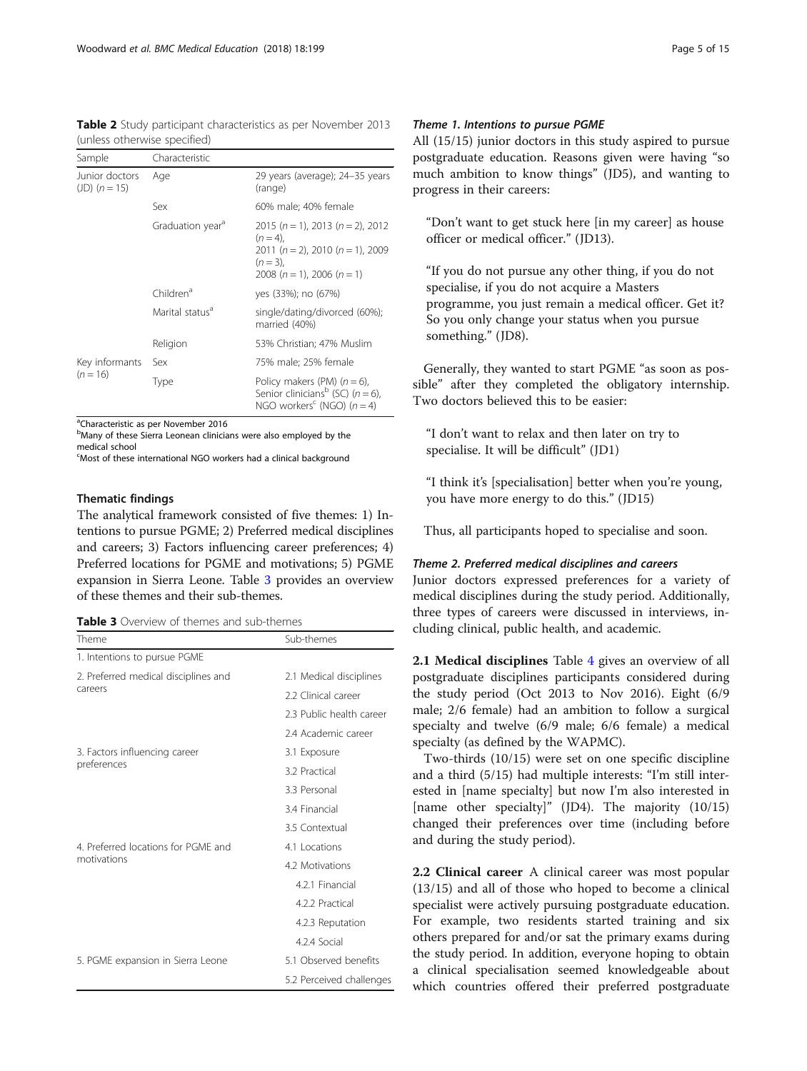**Table 2** Study participant characteristics as per November 2013 (unless otherwise specified)

| Sample | Characteristic | |
|---|---|---|
| Junior doctors (JD) (n = 15) | Age | 29 years (average); 24–35 years (range) |
| | Sex | 60% male; 40% female |
| | Graduation year[a] | 2015 (n = 1), 2013 (n = 2), 2012 (n = 4), 2011 (n = 2), 2010 (n = 1), 2009 (n = 3), 2008 (n = 1), 2006 (n = 1) |
| | Children[a] | yes (33%); no (67%) |
| | Marital status[a] | single/dating/divorced (60%); married (40%) |
| | Religion | 53% Christian; 47% Muslim |
| Key informants (n = 16) | Sex | 75% male; 25% female |
| | Type | Policy makers (PM) (n = 6), Senior clinicians[b] (SC) (n = 6), NGO workers[c] (NGO) (n = 4) |

[a]Characteristic as per November 2016
[b]Many of these Sierra Leonean clinicians were also employed by the medical school
[c]Most of these international NGO workers had a clinical background

### Thematic findings

The analytical framework consisted of five themes: 1) Intentions to pursue PGME; 2) Preferred medical disciplines and careers; 3) Factors influencing career preferences; 4) Preferred locations for PGME and motivations; 5) PGME expansion in Sierra Leone. Table 3 provides an overview of these themes and their sub-themes.

**Table 3** Overview of themes and sub-themes

| Theme | Sub-themes |
|---|---|
| 1. Intentions to pursue PGME | |
| 2. Preferred medical disciplines and careers | 2.1 Medical disciplines |
| | 2.2 Clinical career |
| | 2.3 Public health career |
| | 2.4 Academic career |
| 3. Factors influencing career preferences | 3.1 Exposure |
| | 3.2 Practical |
| | 3.3 Personal |
| | 3.4 Financial |
| | 3.5 Contextual |
| 4. Preferred locations for PGME and motivations | 4.1 Locations |
| | 4.2 Motivations |
| | 4.2.1 Financial |
| | 4.2.2 Practical |
| | 4.2.3 Reputation |
| | 4.2.4 Social |
| 5. PGME expansion in Sierra Leone | 5.1 Observed benefits |
| | 5.2 Perceived challenges |

#### *Theme 1. Intentions to pursue PGME*

All (15/15) junior doctors in this study aspired to pursue postgraduate education. Reasons given were having "so much ambition to know things" (JD5), and wanting to progress in their careers:

> "Don't want to get stuck here [in my career] as house officer or medical officer." (JD13).

> "If you do not pursue any other thing, if you do not specialise, if you do not acquire a Masters programme, you just remain a medical officer. Get it? So you only change your status when you pursue something." (JD8).

Generally, they wanted to start PGME "as soon as possible" after they completed the obligatory internship. Two doctors believed this to be easier:

> "I don't want to relax and then later on try to specialise. It will be difficult" (JD1)

> "I think it's [specialisation] better when you're young, you have more energy to do this." (JD15)

Thus, all participants hoped to specialise and soon.

#### *Theme 2. Preferred medical disciplines and careers*

Junior doctors expressed preferences for a variety of medical disciplines during the study period. Additionally, three types of careers were discussed in interviews, including clinical, public health, and academic.

**2.1 Medical disciplines** Table 4 gives an overview of all postgraduate disciplines participants considered during the study period (Oct 2013 to Nov 2016). Eight (6/9 male; 2/6 female) had an ambition to follow a surgical specialty and twelve (6/9 male; 6/6 female) a medical specialty (as defined by the WAPMC).

Two-thirds (10/15) were set on one specific discipline and a third (5/15) had multiple interests: "I'm still interested in [name specialty] but now I'm also interested in [name other specialty]" (JD4). The majority (10/15) changed their preferences over time (including before and during the study period).

**2.2 Clinical career** A clinical career was most popular (13/15) and all of those who hoped to become a clinical specialist were actively pursuing postgraduate education. For example, two residents started training and six others prepared for and/or sat the primary exams during the study period. In addition, everyone hoping to obtain a clinical specialisation seemed knowledgeable about which countries offered their preferred postgraduate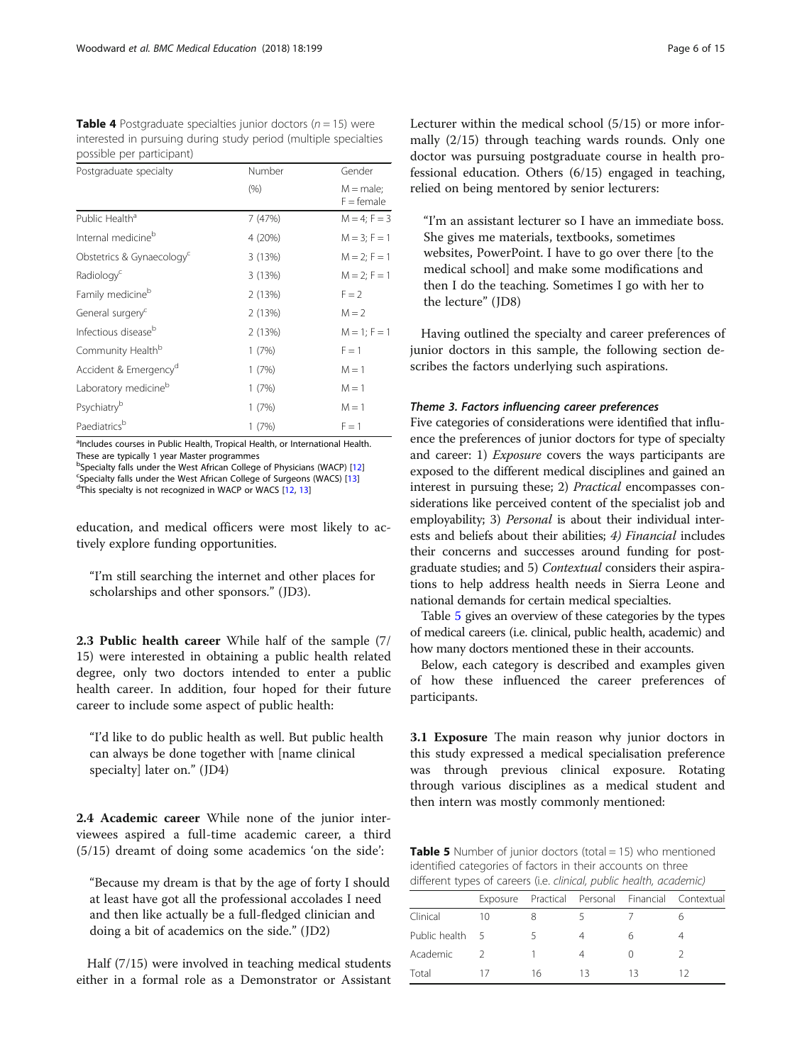**Table 4** Postgraduate specialties junior doctors ($n = 15$) were interested in pursuing during study period (multiple specialties possible per participant)

| Postgraduate specialty | Number (%) | Gender M = male; F = female |
|---|---|---|
| Public Health[a] | 7 (47%) | M = 4; F = 3 |
| Internal medicine[b] | 4 (20%) | M = 3; F = 1 |
| Obstetrics & Gynaecology[c] | 3 (13%) | M = 2; F = 1 |
| Radiology[c] | 3 (13%) | M = 2; F = 1 |
| Family medicine[b] | 2 (13%) | F = 2 |
| General surgery[c] | 2 (13%) | M = 2 |
| Infectious disease[b] | 2 (13%) | M = 1; F = 1 |
| Community Health[b] | 1 (7%) | F = 1 |
| Accident & Emergency[d] | 1 (7%) | M = 1 |
| Laboratory medicine[b] | 1 (7%) | M = 1 |
| Psychiatry[b] | 1 (7%) | M = 1 |
| Paediatrics[b] | 1 (7%) | F = 1 |

[a]Includes courses in Public Health, Tropical Health, or International Health. These are typically 1 year Master programmes
[b]Specialty falls under the West African College of Physicians (WACP) [12]
[c]Specialty falls under the West African College of Surgeons (WACS) [13]
[d]This specialty is not recognized in WACP or WACS [12, 13]

education, and medical officers were most likely to actively explore funding opportunities.

"I'm still searching the internet and other places for scholarships and other sponsors." (JD3).

**2.3 Public health career** While half of the sample (7/15) were interested in obtaining a public health related degree, only two doctors intended to enter a public health career. In addition, four hoped for their future career to include some aspect of public health:

"I'd like to do public health as well. But public health can always be done together with [name clinical specialty] later on." (JD4)

**2.4 Academic career** While none of the junior interviewees aspired a full-time academic career, a third (5/15) dreamt of doing some academics 'on the side':

"Because my dream is that by the age of forty I should at least have got all the professional accolades I need and then like actually be a full-fledged clinician and doing a bit of academics on the side." (JD2)

Half (7/15) were involved in teaching medical students either in a formal role as a Demonstrator or Assistant Lecturer within the medical school (5/15) or more informally (2/15) through teaching wards rounds. Only one doctor was pursuing postgraduate course in health professional education. Others (6/15) engaged in teaching, relied on being mentored by senior lecturers:

"I'm an assistant lecturer so I have an immediate boss. She gives me materials, textbooks, sometimes websites, PowerPoint. I have to go over there [to the medical school] and make some modifications and then I do the teaching. Sometimes I go with her to the lecture" (JD8)

Having outlined the specialty and career preferences of junior doctors in this sample, the following section describes the factors underlying such aspirations.

#### *Theme 3. Factors influencing career preferences*

Five categories of considerations were identified that influence the preferences of junior doctors for type of specialty and career: 1) *Exposure* covers the ways participants are exposed to the different medical disciplines and gained an interest in pursuing these; 2) *Practical* encompasses considerations like perceived content of the specialist job and employability; 3) *Personal* is about their individual interests and beliefs about their abilities; *4) Financial* includes their concerns and successes around funding for postgraduate studies; and 5) *Contextual* considers their aspirations to help address health needs in Sierra Leone and national demands for certain medical specialties.

Table 5 gives an overview of these categories by the types of medical careers (i.e. clinical, public health, academic) and how many doctors mentioned these in their accounts.

Below, each category is described and examples given of how these influenced the career preferences of participants.

**3.1 Exposure** The main reason why junior doctors in this study expressed a medical specialisation preference was through previous clinical exposure. Rotating through various disciplines as a medical student and then intern was mostly commonly mentioned:

**Table 5** Number of junior doctors (total = 15) who mentioned identified categories of factors in their accounts on three different types of careers (i.e. *clinical, public health, academic)*

| | Exposure | Practical | Personal | Financial | Contextual |
|---|---|---|---|---|---|
| Clinical | 10 | 8 | 5 | 7 | 6 |
| Public health | 5 | 5 | 4 | 6 | 4 |
| Academic | 2 | 1 | 4 | 0 | 2 |
| Total | 17 | 16 | 13 | 13 | 12 |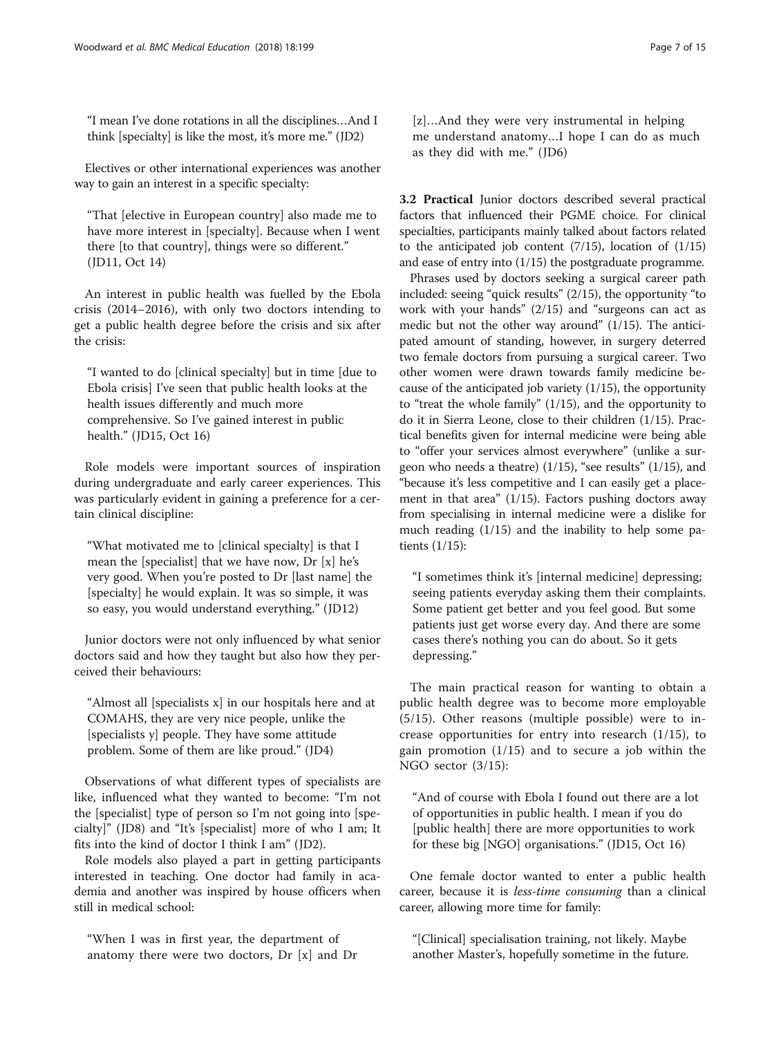"I mean I've done rotations in all the disciplines…And I think [specialty] is like the most, it's more me." (JD2)

Electives or other international experiences was another way to gain an interest in a specific specialty:

"That [elective in European country] also made me to have more interest in [specialty]. Because when I went there [to that country], things were so different." (JD11, Oct 14)

An interest in public health was fuelled by the Ebola crisis (2014–2016), with only two doctors intending to get a public health degree before the crisis and six after the crisis:

"I wanted to do [clinical specialty] but in time [due to Ebola crisis] I've seen that public health looks at the health issues differently and much more comprehensive. So I've gained interest in public health." (JD15, Oct 16)

Role models were important sources of inspiration during undergraduate and early career experiences. This was particularly evident in gaining a preference for a certain clinical discipline:

"What motivated me to [clinical specialty] is that I mean the [specialist] that we have now, Dr [x] he's very good. When you're posted to Dr [last name] the [specialty] he would explain. It was so simple, it was so easy, you would understand everything." (JD12)

Junior doctors were not only influenced by what senior doctors said and how they taught but also how they perceived their behaviours:

"Almost all [specialists x] in our hospitals here and at COMAHS, they are very nice people, unlike the [specialists y] people. They have some attitude problem. Some of them are like proud." (JD4)

Observations of what different types of specialists are like, influenced what they wanted to become: "I'm not the [specialist] type of person so I'm not going into [specialty]" (JD8) and "It's [specialist] more of who I am; It fits into the kind of doctor I think I am" (JD2).

Role models also played a part in getting participants interested in teaching. One doctor had family in academia and another was inspired by house officers when still in medical school:

"When I was in first year, the department of anatomy there were two doctors, Dr [x] and Dr [z]…And they were very instrumental in helping me understand anatomy…I hope I can do as much as they did with me." (JD6)

**3.2 Practical** Junior doctors described several practical factors that influenced their PGME choice. For clinical specialties, participants mainly talked about factors related to the anticipated job content (7/15), location of (1/15) and ease of entry into (1/15) the postgraduate programme.

Phrases used by doctors seeking a surgical career path included: seeing "quick results" (2/15), the opportunity "to work with your hands" (2/15) and "surgeons can act as medic but not the other way around" (1/15). The anticipated amount of standing, however, in surgery deterred two female doctors from pursuing a surgical career. Two other women were drawn towards family medicine because of the anticipated job variety (1/15), the opportunity to "treat the whole family" (1/15), and the opportunity to do it in Sierra Leone, close to their children (1/15). Practical benefits given for internal medicine were being able to "offer your services almost everywhere" (unlike a surgeon who needs a theatre) (1/15), "see results" (1/15), and "because it's less competitive and I can easily get a placement in that area" (1/15). Factors pushing doctors away from specialising in internal medicine were a dislike for much reading (1/15) and the inability to help some patients (1/15):

"I sometimes think it's [internal medicine] depressing; seeing patients everyday asking them their complaints. Some patient get better and you feel good. But some patients just get worse every day. And there are some cases there's nothing you can do about. So it gets depressing."

The main practical reason for wanting to obtain a public health degree was to become more employable (5/15). Other reasons (multiple possible) were to increase opportunities for entry into research (1/15), to gain promotion (1/15) and to secure a job within the NGO sector (3/15):

"And of course with Ebola I found out there are a lot of opportunities in public health. I mean if you do [public health] there are more opportunities to work for these big [NGO] organisations." (JD15, Oct 16)

One female doctor wanted to enter a public health career, because it is *less-time consuming* than a clinical career, allowing more time for family:

"[Clinical] specialisation training, not likely. Maybe another Master's, hopefully sometime in the future.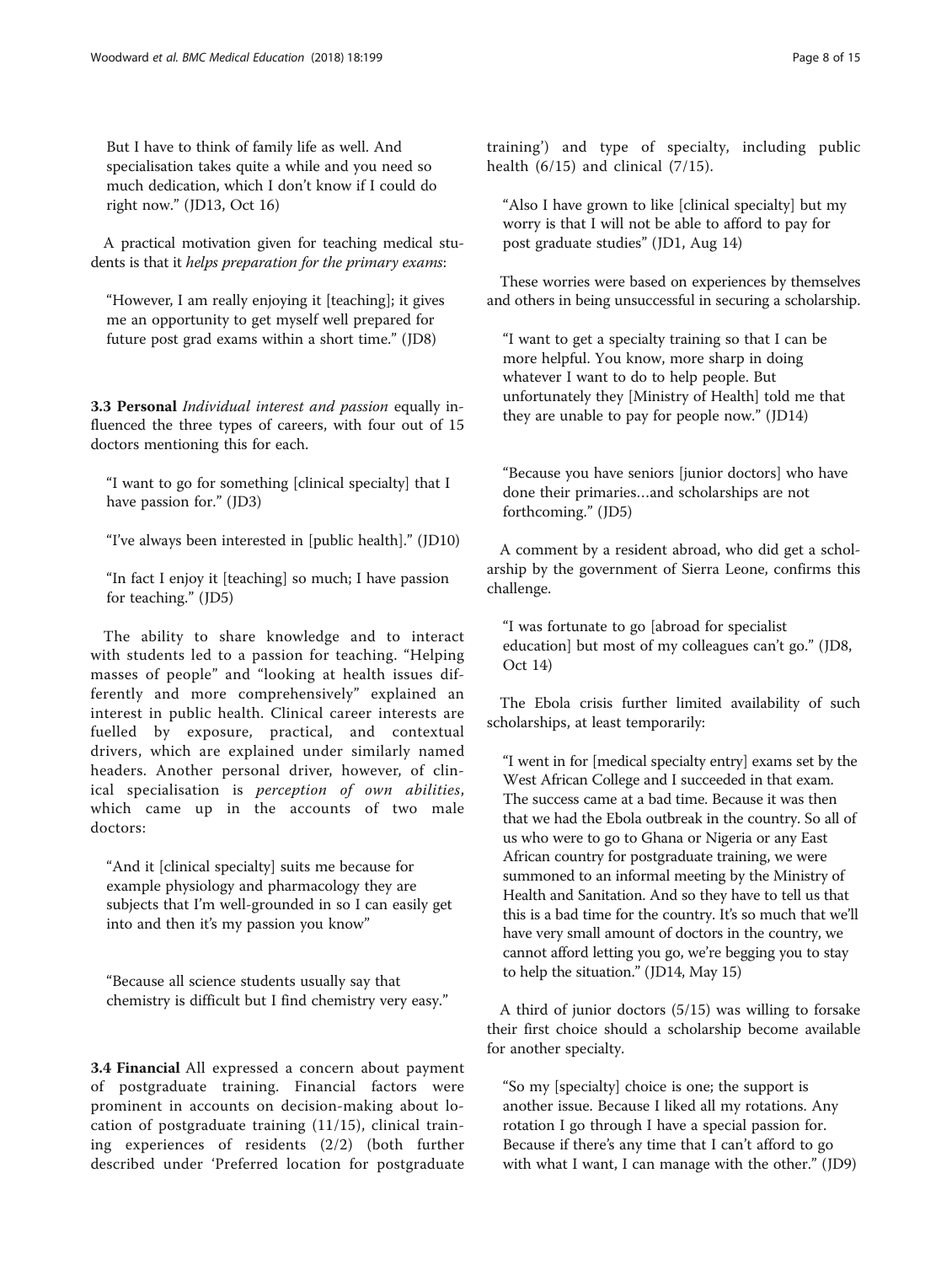> But I have to think of family life as well. And specialisation takes quite a while and you need so much dedication, which I don't know if I could do right now." (JD13, Oct 16)

A practical motivation given for teaching medical students is that it *helps preparation for the primary exams*:

> "However, I am really enjoying it [teaching]; it gives me an opportunity to get myself well prepared for future post grad exams within a short time." (JD8)

**3.3 Personal** *Individual interest and passion* equally influenced the three types of careers, with four out of 15 doctors mentioning this for each.

> "I want to go for something [clinical specialty] that I have passion for." (JD3)

> "I've always been interested in [public health]." (JD10)

> "In fact I enjoy it [teaching] so much; I have passion for teaching." (JD5)

The ability to share knowledge and to interact with students led to a passion for teaching. "Helping masses of people" and "looking at health issues differently and more comprehensively" explained an interest in public health. Clinical career interests are fuelled by exposure, practical, and contextual drivers, which are explained under similarly named headers. Another personal driver, however, of clinical specialisation is *perception of own abilities*, which came up in the accounts of two male doctors:

> "And it [clinical specialty] suits me because for example physiology and pharmacology they are subjects that I'm well-grounded in so I can easily get into and then it's my passion you know"

> "Because all science students usually say that chemistry is difficult but I find chemistry very easy."

**3.4 Financial** All expressed a concern about payment of postgraduate training. Financial factors were prominent in accounts on decision-making about location of postgraduate training (11/15), clinical training experiences of residents (2/2) (both further described under 'Preferred location for postgraduate training') and type of specialty, including public health (6/15) and clinical (7/15).

> "Also I have grown to like [clinical specialty] but my worry is that I will not be able to afford to pay for post graduate studies" (JD1, Aug 14)

These worries were based on experiences by themselves and others in being unsuccessful in securing a scholarship.

> "I want to get a specialty training so that I can be more helpful. You know, more sharp in doing whatever I want to do to help people. But unfortunately they [Ministry of Health] told me that they are unable to pay for people now." (JD14)

> "Because you have seniors [junior doctors] who have done their primaries…and scholarships are not forthcoming." (JD5)

A comment by a resident abroad, who did get a scholarship by the government of Sierra Leone, confirms this challenge.

> "I was fortunate to go [abroad for specialist education] but most of my colleagues can't go." (JD8, Oct 14)

The Ebola crisis further limited availability of such scholarships, at least temporarily:

> "I went in for [medical specialty entry] exams set by the West African College and I succeeded in that exam. The success came at a bad time. Because it was then that we had the Ebola outbreak in the country. So all of us who were to go to Ghana or Nigeria or any East African country for postgraduate training, we were summoned to an informal meeting by the Ministry of Health and Sanitation. And so they have to tell us that this is a bad time for the country. It's so much that we'll have very small amount of doctors in the country, we cannot afford letting you go, we're begging you to stay to help the situation." (JD14, May 15)

A third of junior doctors (5/15) was willing to forsake their first choice should a scholarship become available for another specialty.

> "So my [specialty] choice is one; the support is another issue. Because I liked all my rotations. Any rotation I go through I have a special passion for. Because if there's any time that I can't afford to go with what I want, I can manage with the other." (JD9)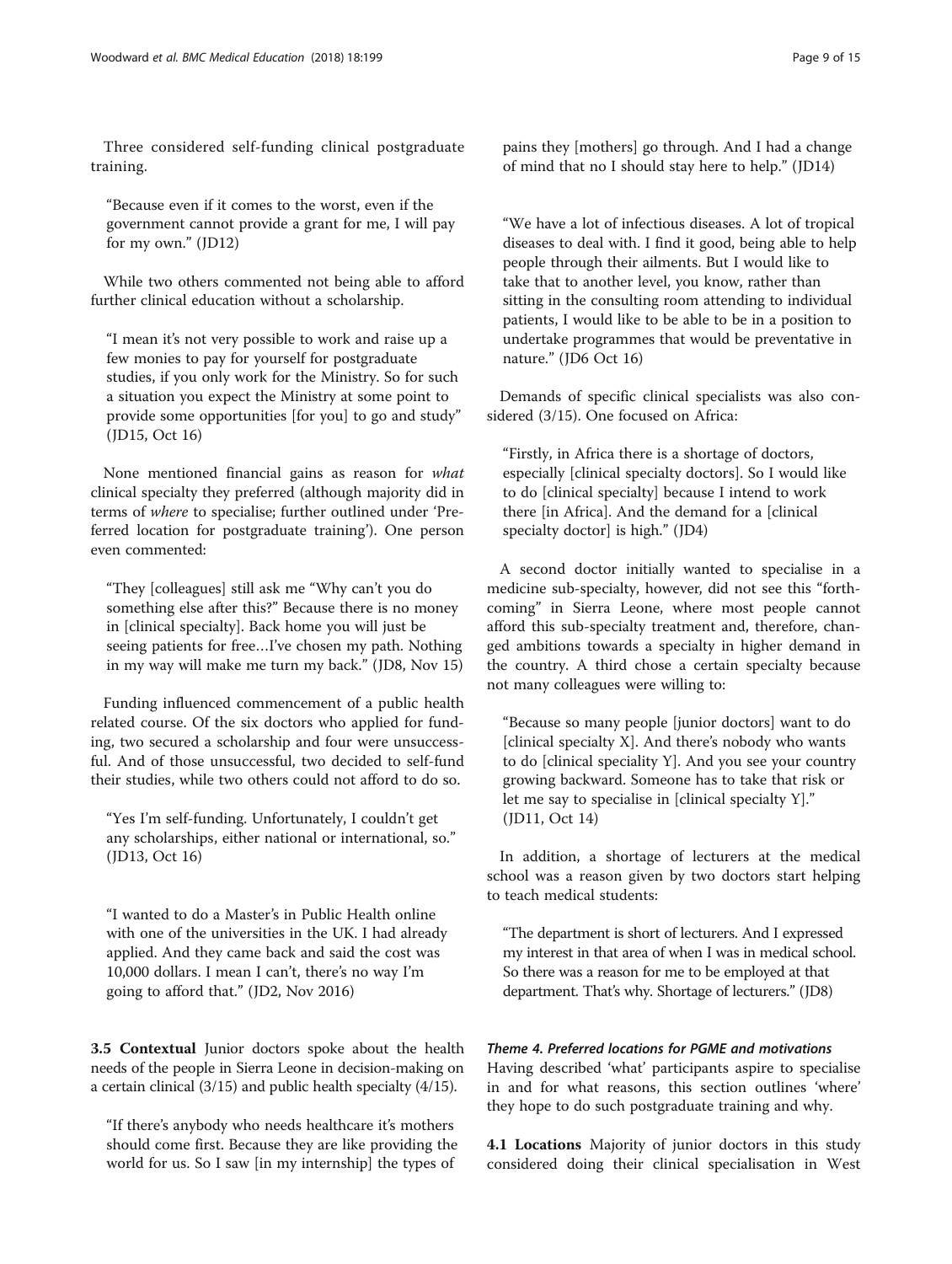Three considered self-funding clinical postgraduate training.

> "Because even if it comes to the worst, even if the government cannot provide a grant for me, I will pay for my own." (JD12)

While two others commented not being able to afford further clinical education without a scholarship.

> "I mean it's not very possible to work and raise up a few monies to pay for yourself for postgraduate studies, if you only work for the Ministry. So for such a situation you expect the Ministry at some point to provide some opportunities [for you] to go and study" (JD15, Oct 16)

None mentioned financial gains as reason for *what* clinical specialty they preferred (although majority did in terms of *where* to specialise; further outlined under 'Preferred location for postgraduate training'). One person even commented:

> "They [colleagues] still ask me "Why can't you do something else after this?" Because there is no money in [clinical specialty]. Back home you will just be seeing patients for free…I've chosen my path. Nothing in my way will make me turn my back." (JD8, Nov 15)

Funding influenced commencement of a public health related course. Of the six doctors who applied for funding, two secured a scholarship and four were unsuccessful. And of those unsuccessful, two decided to self-fund their studies, while two others could not afford to do so.

> "Yes I'm self-funding. Unfortunately, I couldn't get any scholarships, either national or international, so." (JD13, Oct 16)

> "I wanted to do a Master's in Public Health online with one of the universities in the UK. I had already applied. And they came back and said the cost was 10,000 dollars. I mean I can't, there's no way I'm going to afford that." (JD2, Nov 2016)

**3.5 Contextual** Junior doctors spoke about the health needs of the people in Sierra Leone in decision-making on a certain clinical (3/15) and public health specialty (4/15).

> "If there's anybody who needs healthcare it's mothers should come first. Because they are like providing the world for us. So I saw [in my internship] the types of pains they [mothers] go through. And I had a change of mind that no I should stay here to help." (JD14)

> "We have a lot of infectious diseases. A lot of tropical diseases to deal with. I find it good, being able to help people through their ailments. But I would like to take that to another level, you know, rather than sitting in the consulting room attending to individual patients, I would like to be able to be in a position to undertake programmes that would be preventative in nature." (JD6 Oct 16)

Demands of specific clinical specialists was also considered (3/15). One focused on Africa:

> "Firstly, in Africa there is a shortage of doctors, especially [clinical specialty doctors]. So I would like to do [clinical specialty] because I intend to work there [in Africa]. And the demand for a [clinical specialty doctor] is high." (JD4)

A second doctor initially wanted to specialise in a medicine sub-specialty, however, did not see this "forthcoming" in Sierra Leone, where most people cannot afford this sub-specialty treatment and, therefore, changed ambitions towards a specialty in higher demand in the country. A third chose a certain specialty because not many colleagues were willing to:

> "Because so many people [junior doctors] want to do [clinical specialty X]. And there's nobody who wants to do [clinical speciality Y]. And you see your country growing backward. Someone has to take that risk or let me say to specialise in [clinical specialty Y]." (JD11, Oct 14)

In addition, a shortage of lecturers at the medical school was a reason given by two doctors start helping to teach medical students:

> "The department is short of lecturers. And I expressed my interest in that area of when I was in medical school. So there was a reason for me to be employed at that department. That's why. Shortage of lecturers." (JD8)

#### *Theme 4. Preferred locations for PGME and motivations*

Having described 'what' participants aspire to specialise in and for what reasons, this section outlines 'where' they hope to do such postgraduate training and why.

**4.1 Locations** Majority of junior doctors in this study considered doing their clinical specialisation in West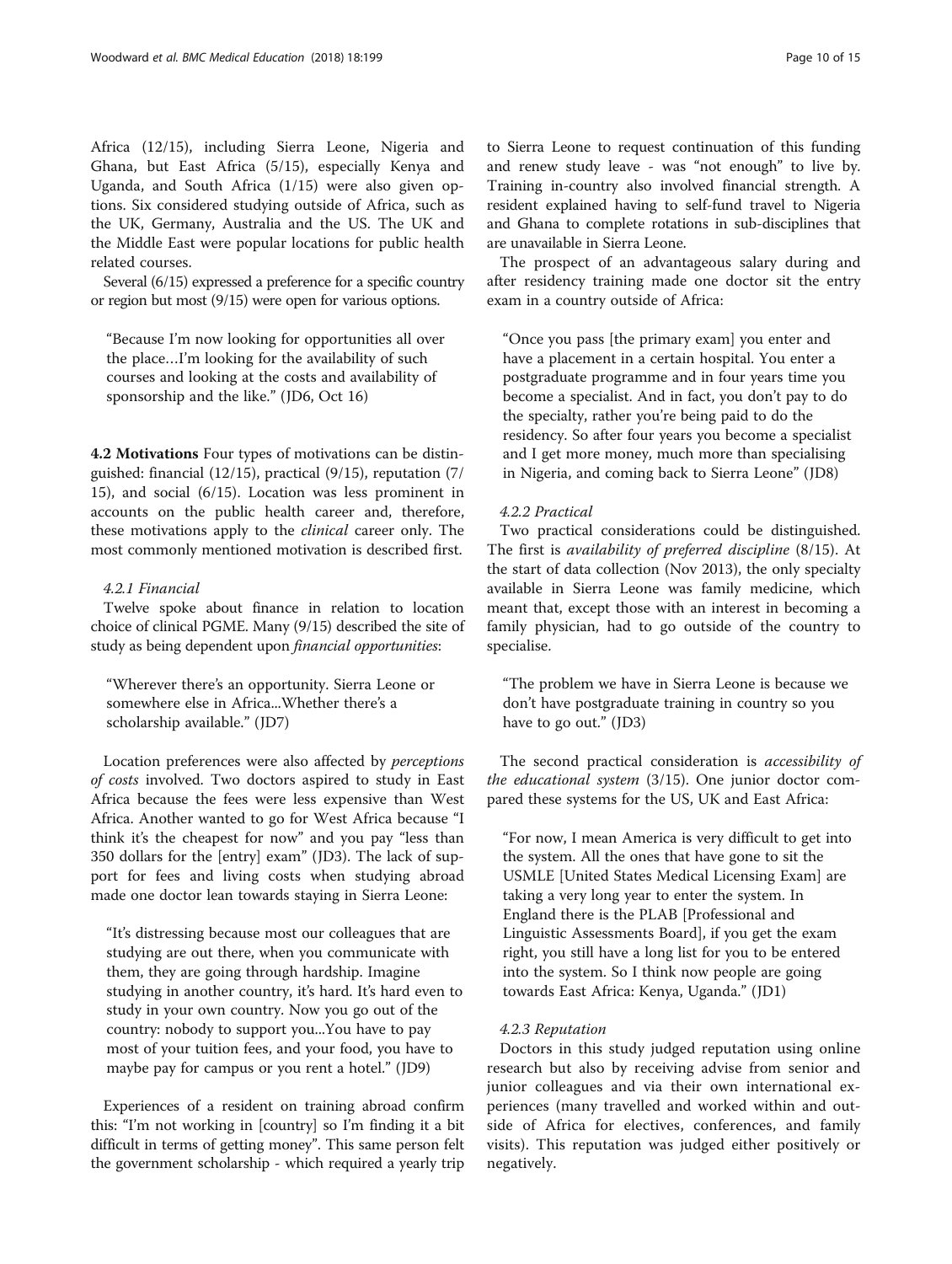Africa (12/15), including Sierra Leone, Nigeria and Ghana, but East Africa (5/15), especially Kenya and Uganda, and South Africa (1/15) were also given options. Six considered studying outside of Africa, such as the UK, Germany, Australia and the US. The UK and the Middle East were popular locations for public health related courses.

Several (6/15) expressed a preference for a specific country or region but most (9/15) were open for various options.

> "Because I'm now looking for opportunities all over the place…I'm looking for the availability of such courses and looking at the costs and availability of sponsorship and the like." (JD6, Oct 16)

**4.2 Motivations** Four types of motivations can be distinguished: financial (12/15), practical (9/15), reputation (7/15), and social (6/15). Location was less prominent in accounts on the public health career and, therefore, these motivations apply to the *clinical* career only. The most commonly mentioned motivation is described first.

#### 4.2.1 Financial

Twelve spoke about finance in relation to location choice of clinical PGME. Many (9/15) described the site of study as being dependent upon *financial opportunities*:

> "Wherever there's an opportunity. Sierra Leone or somewhere else in Africa...Whether there's a scholarship available." (JD7)

Location preferences were also affected by *perceptions of costs* involved. Two doctors aspired to study in East Africa because the fees were less expensive than West Africa. Another wanted to go for West Africa because "I think it's the cheapest for now" and you pay "less than 350 dollars for the [entry] exam" (JD3). The lack of support for fees and living costs when studying abroad made one doctor lean towards staying in Sierra Leone:

> "It's distressing because most our colleagues that are studying are out there, when you communicate with them, they are going through hardship. Imagine studying in another country, it's hard. It's hard even to study in your own country. Now you go out of the country: nobody to support you...You have to pay most of your tuition fees, and your food, you have to maybe pay for campus or you rent a hotel." (JD9)

Experiences of a resident on training abroad confirm this: "I'm not working in [country] so I'm finding it a bit difficult in terms of getting money". This same person felt the government scholarship - which required a yearly trip to Sierra Leone to request continuation of this funding and renew study leave - was "not enough" to live by. Training in-country also involved financial strength. A resident explained having to self-fund travel to Nigeria and Ghana to complete rotations in sub-disciplines that are unavailable in Sierra Leone.

The prospect of an advantageous salary during and after residency training made one doctor sit the entry exam in a country outside of Africa:

> "Once you pass [the primary exam] you enter and have a placement in a certain hospital. You enter a postgraduate programme and in four years time you become a specialist. And in fact, you don't pay to do the specialty, rather you're being paid to do the residency. So after four years you become a specialist and I get more money, much more than specialising in Nigeria, and coming back to Sierra Leone" (JD8)

#### 4.2.2 Practical

Two practical considerations could be distinguished. The first is *availability of preferred discipline* (8/15). At the start of data collection (Nov 2013), the only specialty available in Sierra Leone was family medicine, which meant that, except those with an interest in becoming a family physician, had to go outside of the country to specialise.

> "The problem we have in Sierra Leone is because we don't have postgraduate training in country so you have to go out." (JD3)

The second practical consideration is *accessibility of the educational system* (3/15). One junior doctor compared these systems for the US, UK and East Africa:

> "For now, I mean America is very difficult to get into the system. All the ones that have gone to sit the USMLE [United States Medical Licensing Exam] are taking a very long year to enter the system. In England there is the PLAB [Professional and Linguistic Assessments Board], if you get the exam right, you still have a long list for you to be entered into the system. So I think now people are going towards East Africa: Kenya, Uganda." (JD1)

#### 4.2.3 Reputation

Doctors in this study judged reputation using online research but also by receiving advise from senior and junior colleagues and via their own international experiences (many travelled and worked within and outside of Africa for electives, conferences, and family visits). This reputation was judged either positively or negatively.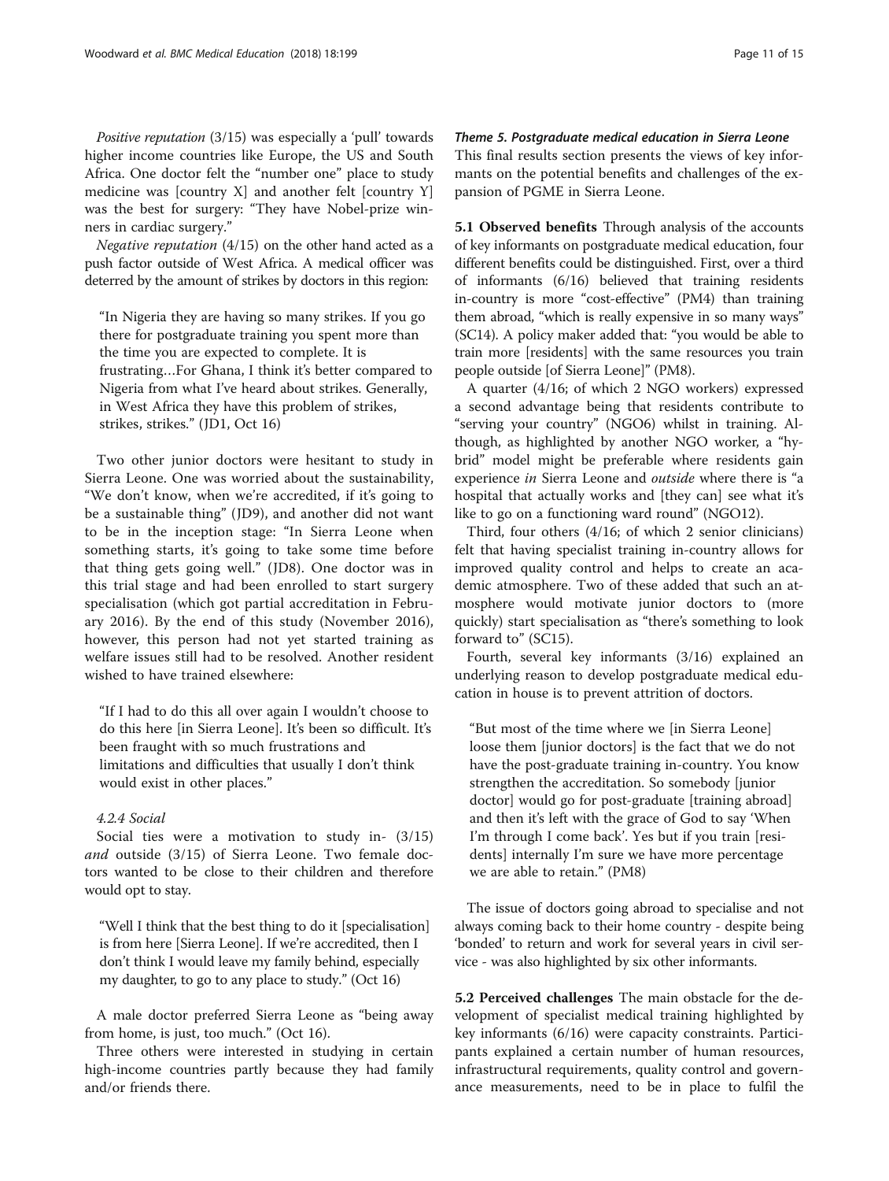*Positive reputation* (3/15) was especially a 'pull' towards higher income countries like Europe, the US and South Africa. One doctor felt the "number one" place to study medicine was [country X] and another felt [country Y] was the best for surgery: "They have Nobel-prize winners in cardiac surgery."

*Negative reputation* (4/15) on the other hand acted as a push factor outside of West Africa. A medical officer was deterred by the amount of strikes by doctors in this region:

> "In Nigeria they are having so many strikes. If you go there for postgraduate training you spent more than the time you are expected to complete. It is frustrating…For Ghana, I think it's better compared to Nigeria from what I've heard about strikes. Generally, in West Africa they have this problem of strikes, strikes, strikes." (JD1, Oct 16)

Two other junior doctors were hesitant to study in Sierra Leone. One was worried about the sustainability, "We don't know, when we're accredited, if it's going to be a sustainable thing" (JD9), and another did not want to be in the inception stage: "In Sierra Leone when something starts, it's going to take some time before that thing gets going well." (JD8). One doctor was in this trial stage and had been enrolled to start surgery specialisation (which got partial accreditation in February 2016). By the end of this study (November 2016), however, this person had not yet started training as welfare issues still had to be resolved. Another resident wished to have trained elsewhere:

> "If I had to do this all over again I wouldn't choose to do this here [in Sierra Leone]. It's been so difficult. It's been fraught with so much frustrations and limitations and difficulties that usually I don't think would exist in other places."

#### *4.2.4 Social*

Social ties were a motivation to study in- (3/15) *and* outside (3/15) of Sierra Leone. Two female doctors wanted to be close to their children and therefore would opt to stay.

> "Well I think that the best thing to do it [specialisation] is from here [Sierra Leone]. If we're accredited, then I don't think I would leave my family behind, especially my daughter, to go to any place to study." (Oct 16)

A male doctor preferred Sierra Leone as "being away from home, is just, too much." (Oct 16).

Three others were interested in studying in certain high-income countries partly because they had family and/or friends there.

### *Theme 5. Postgraduate medical education in Sierra Leone*

This final results section presents the views of key informants on the potential benefits and challenges of the expansion of PGME in Sierra Leone.

**5.1 Observed benefits** Through analysis of the accounts of key informants on postgraduate medical education, four different benefits could be distinguished. First, over a third of informants (6/16) believed that training residents in-country is more "cost-effective" (PM4) than training them abroad, "which is really expensive in so many ways" (SC14). A policy maker added that: "you would be able to train more [residents] with the same resources you train people outside [of Sierra Leone]" (PM8).

A quarter (4/16; of which 2 NGO workers) expressed a second advantage being that residents contribute to "serving your country" (NGO6) whilst in training. Although, as highlighted by another NGO worker, a "hybrid" model might be preferable where residents gain experience *in* Sierra Leone and *outside* where there is "a hospital that actually works and [they can] see what it's like to go on a functioning ward round" (NGO12).

Third, four others (4/16; of which 2 senior clinicians) felt that having specialist training in-country allows for improved quality control and helps to create an academic atmosphere. Two of these added that such an atmosphere would motivate junior doctors to (more quickly) start specialisation as "there's something to look forward to" (SC15).

Fourth, several key informants (3/16) explained an underlying reason to develop postgraduate medical education in house is to prevent attrition of doctors.

> "But most of the time where we [in Sierra Leone] loose them [junior doctors] is the fact that we do not have the post-graduate training in-country. You know strengthen the accreditation. So somebody [junior doctor] would go for post-graduate [training abroad] and then it's left with the grace of God to say 'When I'm through I come back'. Yes but if you train [residents] internally I'm sure we have more percentage we are able to retain." (PM8)

The issue of doctors going abroad to specialise and not always coming back to their home country - despite being 'bonded' to return and work for several years in civil service - was also highlighted by six other informants.

**5.2 Perceived challenges** The main obstacle for the development of specialist medical training highlighted by key informants (6/16) were capacity constraints. Participants explained a certain number of human resources, infrastructural requirements, quality control and governance measurements, need to be in place to fulfil the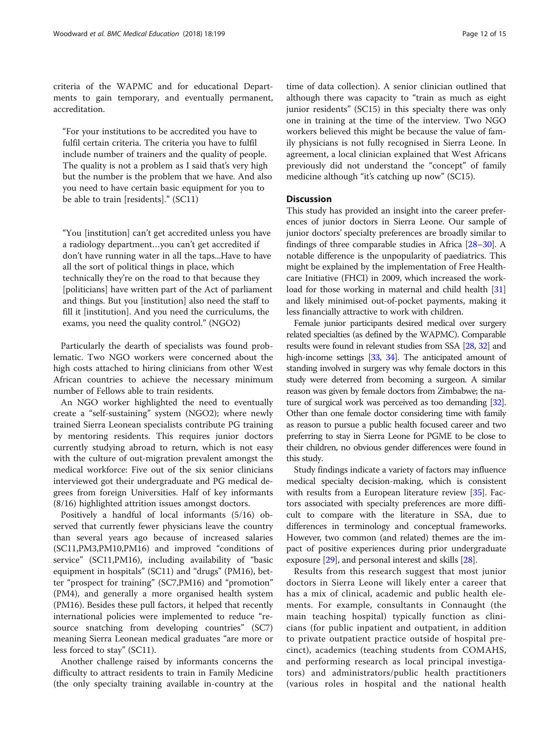criteria of the WAPMC and for educational Departments to gain temporary, and eventually permanent, accreditation.

> "For your institutions to be accredited you have to fulfil certain criteria. The criteria you have to fulfil include number of trainers and the quality of people. The quality is not a problem as I said that's very high but the number is the problem that we have. And also you need to have certain basic equipment for you to be able to train [residents]." (SC11)

> "You [institution] can't get accredited unless you have a radiology department…you can't get accredited if don't have running water in all the taps...Have to have all the sort of political things in place, which technically they're on the road to that because they [politicians] have written part of the Act of parliament and things. But you [institution] also need the staff to fill it [institution]. And you need the curriculums, the exams, you need the quality control." (NGO2)

Particularly the dearth of specialists was found problematic. Two NGO workers were concerned about the high costs attached to hiring clinicians from other West African countries to achieve the necessary minimum number of Fellows able to train residents.

An NGO worker highlighted the need to eventually create a "self-sustaining" system (NGO2); where newly trained Sierra Leonean specialists contribute PG training by mentoring residents. This requires junior doctors currently studying abroad to return, which is not easy with the culture of out-migration prevalent amongst the medical workforce: Five out of the six senior clinicians interviewed got their undergraduate and PG medical degrees from foreign Universities. Half of key informants (8/16) highlighted attrition issues amongst doctors.

Positively a handful of local informants (5/16) observed that currently fewer physicians leave the country than several years ago because of increased salaries (SC11,PM3,PM10,PM16) and improved "conditions of service" (SC11,PM16), including availability of "basic equipment in hospitals" (SC11) and "drugs" (PM16), better "prospect for training" (SC7,PM16) and "promotion" (PM4), and generally a more organised health system (PM16). Besides these pull factors, it helped that recently international policies were implemented to reduce "resource snatching from developing countries" (SC7) meaning Sierra Leonean medical graduates "are more or less forced to stay" (SC11).

Another challenge raised by informants concerns the difficulty to attract residents to train in Family Medicine (the only specialty training available in-country at the time of data collection). A senior clinician outlined that although there was capacity to "train as much as eight junior residents" (SC15) in this specialty there was only one in training at the time of the interview. Two NGO workers believed this might be because the value of family physicians is not fully recognised in Sierra Leone. In agreement, a local clinician explained that West Africans previously did not understand the "concept" of family medicine although "it's catching up now" (SC15).

## Discussion

This study has provided an insight into the career preferences of junior doctors in Sierra Leone. Our sample of junior doctors' specialty preferences are broadly similar to findings of three comparable studies in Africa [28–30]. A notable difference is the unpopularity of paediatrics. This might be explained by the implementation of Free Healthcare Initiative (FHCI) in 2009, which increased the workload for those working in maternal and child health [31] and likely minimised out-of-pocket payments, making it less financially attractive to work with children.

Female junior participants desired medical over surgery related specialties (as defined by the WAPMC). Comparable results were found in relevant studies from SSA [28, 32] and high-income settings [33, 34]. The anticipated amount of standing involved in surgery was why female doctors in this study were deterred from becoming a surgeon. A similar reason was given by female doctors from Zimbabwe; the nature of surgical work was perceived as too demanding [32]. Other than one female doctor considering time with family as reason to pursue a public health focused career and two preferring to stay in Sierra Leone for PGME to be close to their children, no obvious gender differences were found in this study.

Study findings indicate a variety of factors may influence medical specialty decision-making, which is consistent with results from a European literature review [35]. Factors associated with specialty preferences are more difficult to compare with the literature in SSA, due to differences in terminology and conceptual frameworks. However, two common (and related) themes are the impact of positive experiences during prior undergraduate exposure [29], and personal interest and skills [28].

Results from this research suggest that most junior doctors in Sierra Leone will likely enter a career that has a mix of clinical, academic and public health elements. For example, consultants in Connaught (the main teaching hospital) typically function as clinicians (for public inpatient and outpatient, in addition to private outpatient practice outside of hospital precinct), academics (teaching students from COMAHS, and performing research as local principal investigators) and administrators/public health practitioners (various roles in hospital and the national health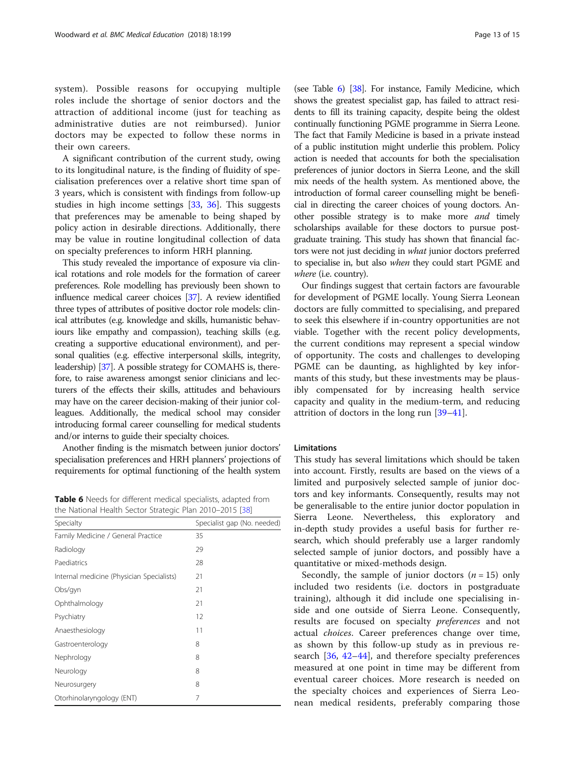system). Possible reasons for occupying multiple roles include the shortage of senior doctors and the attraction of additional income (just for teaching as administrative duties are not reimbursed). Junior doctors may be expected to follow these norms in their own careers.

A significant contribution of the current study, owing to its longitudinal nature, is the finding of fluidity of specialisation preferences over a relative short time span of 3 years, which is consistent with findings from follow-up studies in high income settings [33, 36]. This suggests that preferences may be amenable to being shaped by policy action in desirable directions. Additionally, there may be value in routine longitudinal collection of data on specialty preferences to inform HRH planning.

This study revealed the importance of exposure via clinical rotations and role models for the formation of career preferences. Role modelling has previously been shown to influence medical career choices [37]. A review identified three types of attributes of positive doctor role models: clinical attributes (e.g. knowledge and skills, humanistic behaviours like empathy and compassion), teaching skills (e.g. creating a supportive educational environment), and personal qualities (e.g. effective interpersonal skills, integrity, leadership) [37]. A possible strategy for COMAHS is, therefore, to raise awareness amongst senior clinicians and lecturers of the effects their skills, attitudes and behaviours may have on the career decision-making of their junior colleagues. Additionally, the medical school may consider introducing formal career counselling for medical students and/or interns to guide their specialty choices.

Another finding is the mismatch between junior doctors' specialisation preferences and HRH planners' projections of requirements for optimal functioning of the health system (see Table 6) [38]. For instance, Family Medicine, which shows the greatest specialist gap, has failed to attract residents to fill its training capacity, despite being the oldest continually functioning PGME programme in Sierra Leone. The fact that Family Medicine is based in a private instead of a public institution might underlie this problem. Policy action is needed that accounts for both the specialisation preferences of junior doctors in Sierra Leone, and the skill mix needs of the health system. As mentioned above, the introduction of formal career counselling might be beneficial in directing the career choices of young doctors. Another possible strategy is to make more *and* timely scholarships available for these doctors to pursue postgraduate training. This study has shown that financial factors were not just deciding in *what* junior doctors preferred to specialise in, but also *when* they could start PGME and *where* (i.e. country).

**Table 6** Needs for different medical specialists, adapted from the National Health Sector Strategic Plan 2010–2015 [38]

| Specialty | Specialist gap (No. needed) |
|---|---|
| Family Medicine / General Practice | 35 |
| Radiology | 29 |
| Paediatrics | 28 |
| Internal medicine (Physician Specialists) | 21 |
| Obs/gyn | 21 |
| Ophthalmology | 21 |
| Psychiatry | 12 |
| Anaesthesiology | 11 |
| Gastroenterology | 8 |
| Nephrology | 8 |
| Neurology | 8 |
| Neurosurgery | 8 |
| Otorhinolaryngology (ENT) | 7 |

Our findings suggest that certain factors are favourable for development of PGME locally. Young Sierra Leonean doctors are fully committed to specialising, and prepared to seek this elsewhere if in-country opportunities are not viable. Together with the recent policy developments, the current conditions may represent a special window of opportunity. The costs and challenges to developing PGME can be daunting, as highlighted by key informants of this study, but these investments may be plausibly compensated for by increasing health service capacity and quality in the medium-term, and reducing attrition of doctors in the long run [39–41].

## Limitations

This study has several limitations which should be taken into account. Firstly, results are based on the views of a limited and purposively selected sample of junior doctors and key informants. Consequently, results may not be generalisable to the entire junior doctor population in Sierra Leone. Nevertheless, this exploratory and in-depth study provides a useful basis for further research, which should preferably use a larger randomly selected sample of junior doctors, and possibly have a quantitative or mixed-methods design.

Secondly, the sample of junior doctors ($n = 15$) only included two residents (i.e. doctors in postgraduate training), although it did include one specialising inside and one outside of Sierra Leone. Consequently, results are focused on specialty *preferences* and not actual *choices*. Career preferences change over time, as shown by this follow-up study as in previous research [36, 42–44], and therefore specialty preferences measured at one point in time may be different from eventual career choices. More research is needed on the specialty choices and experiences of Sierra Leonean medical residents, preferably comparing those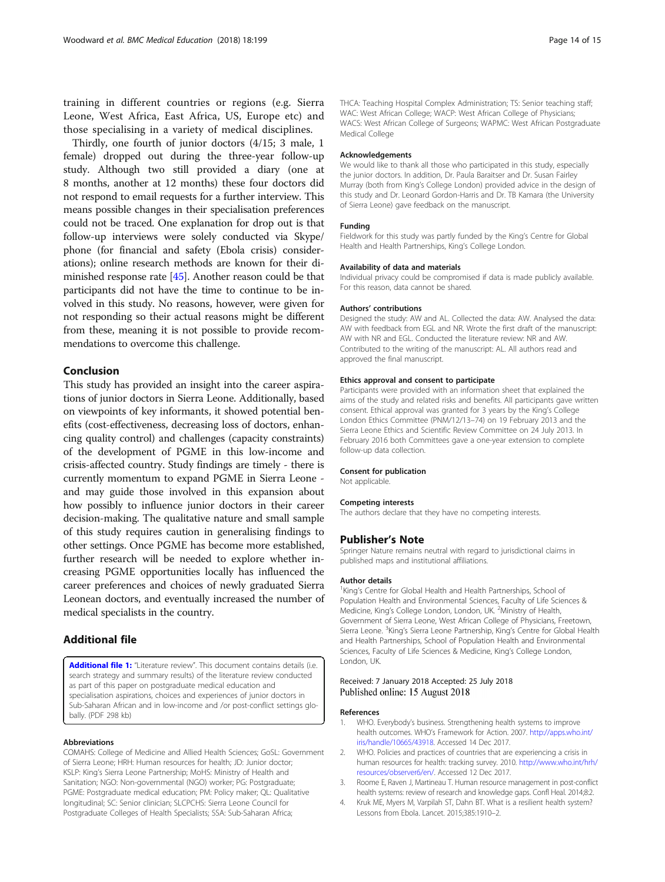training in different countries or regions (e.g. Sierra Leone, West Africa, East Africa, US, Europe etc) and those specialising in a variety of medical disciplines.

Thirdly, one fourth of junior doctors (4/15; 3 male, 1 female) dropped out during the three-year follow-up study. Although two still provided a diary (one at 8 months, another at 12 months) these four doctors did not respond to email requests for a further interview. This means possible changes in their specialisation preferences could not be traced. One explanation for drop out is that follow-up interviews were solely conducted via Skype/phone (for financial and safety (Ebola crisis) considerations); online research methods are known for their diminished response rate [45]. Another reason could be that participants did not have the time to continue to be involved in this study. No reasons, however, were given for not responding so their actual reasons might be different from these, meaning it is not possible to provide recommendations to overcome this challenge.

## Conclusion

This study has provided an insight into the career aspirations of junior doctors in Sierra Leone. Additionally, based on viewpoints of key informants, it showed potential benefits (cost-effectiveness, decreasing loss of doctors, enhancing quality control) and challenges (capacity constraints) of the development of PGME in this low-income and crisis-affected country. Study findings are timely - there is currently momentum to expand PGME in Sierra Leone - and may guide those involved in this expansion about how possibly to influence junior doctors in their career decision-making. The qualitative nature and small sample of this study requires caution in generalising findings to other settings. Once PGME has become more established, further research will be needed to explore whether increasing PGME opportunities locally has influenced the career preferences and choices of newly graduated Sierra Leonean doctors, and eventually increased the number of medical specialists in the country.

## Additional file

**Additional file 1:** "Literature review". This document contains details (i.e. search strategy and summary results) of the literature review conducted as part of this paper on postgraduate medical education and specialisation aspirations, choices and experiences of junior doctors in Sub-Saharan African and in low-income and /or post-conflict settings globally. (PDF 298 kb)

#### Abbreviations

COMAHS: College of Medicine and Allied Health Sciences; GoSL: Government of Sierra Leone; HRH: Human resources for health; JD: Junior doctor; KSLP: King's Sierra Leone Partnership; MoHS: Ministry of Health and Sanitation; NGO: Non-governmental (NGO) worker; PG: Postgraduate; PGME: Postgraduate medical education; PM: Policy maker; QL: Qualitative longitudinal; SC: Senior clinician; SLCPCHS: Sierra Leone Council for Postgraduate Colleges of Health Specialists; SSA: Sub-Saharan Africa; THCA: Teaching Hospital Complex Administration; TS: Senior teaching staff; WAC: West African College; WACP: West African College of Physicians; WACS: West African College of Surgeons; WAPMC: West African Postgraduate Medical College

#### Acknowledgements

We would like to thank all those who participated in this study, especially the junior doctors. In addition, Dr. Paula Baraitser and Dr. Susan Fairley Murray (both from King's College London) provided advice in the design of this study and Dr. Leonard Gordon-Harris and Dr. TB Kamara (the University of Sierra Leone) gave feedback on the manuscript.

#### Funding

Fieldwork for this study was partly funded by the King's Centre for Global Health and Health Partnerships, King's College London.

#### Availability of data and materials

Individual privacy could be compromised if data is made publicly available. For this reason, data cannot be shared.

#### Authors' contributions

Designed the study: AW and AL. Collected the data: AW. Analysed the data: AW with feedback from EGL and NR. Wrote the first draft of the manuscript: AW with NR and EGL. Conducted the literature review: NR and AW. Contributed to the writing of the manuscript: AL. All authors read and approved the final manuscript.

#### Ethics approval and consent to participate

Participants were provided with an information sheet that explained the aims of the study and related risks and benefits. All participants gave written consent. Ethical approval was granted for 3 years by the King's College London Ethics Committee (PNM/12/13–74) on 19 February 2013 and the Sierra Leone Ethics and Scientific Review Committee on 24 July 2013. In February 2016 both Committees gave a one-year extension to complete follow-up data collection.

#### Consent for publication

Not applicable.

#### Competing interests

The authors declare that they have no competing interests.

## Publisher's Note

Springer Nature remains neutral with regard to jurisdictional claims in published maps and institutional affiliations.

#### Author details

[1]King's Centre for Global Health and Health Partnerships, School of Population Health and Environmental Sciences, Faculty of Life Sciences & Medicine, King's College London, London, UK. [2]Ministry of Health, Government of Sierra Leone, West African College of Physicians, Freetown, Sierra Leone. [3]King's Sierra Leone Partnership, King's Centre for Global Health and Health Partnerships, School of Population Health and Environmental Sciences, Faculty of Life Sciences & Medicine, King's College London, London, UK.

Received: 7 January 2018 Accepted: 25 July 2018
Published online: 15 August 2018

#### References

1. WHO. Everybody's business. Strengthening health systems to improve health outcomes. WHO's Framework for Action. 2007. http://apps.who.int/iris/handle/10665/43918. Accessed 14 Dec 2017.
2. WHO. Policies and practices of countries that are experiencing a crisis in human resources for health: tracking survey. 2010. http://www.who.int/hrh/resources/observer6/en/. Accessed 12 Dec 2017.
3. Roome E, Raven J, Martineau T. Human resource management in post-conflict health systems: review of research and knowledge gaps. Confl Heal. 2014;8:2.
4. Kruk ME, Myers M, Varpilah ST, Dahn BT. What is a resilient health system? Lessons from Ebola. Lancet. 2015;385:1910–2.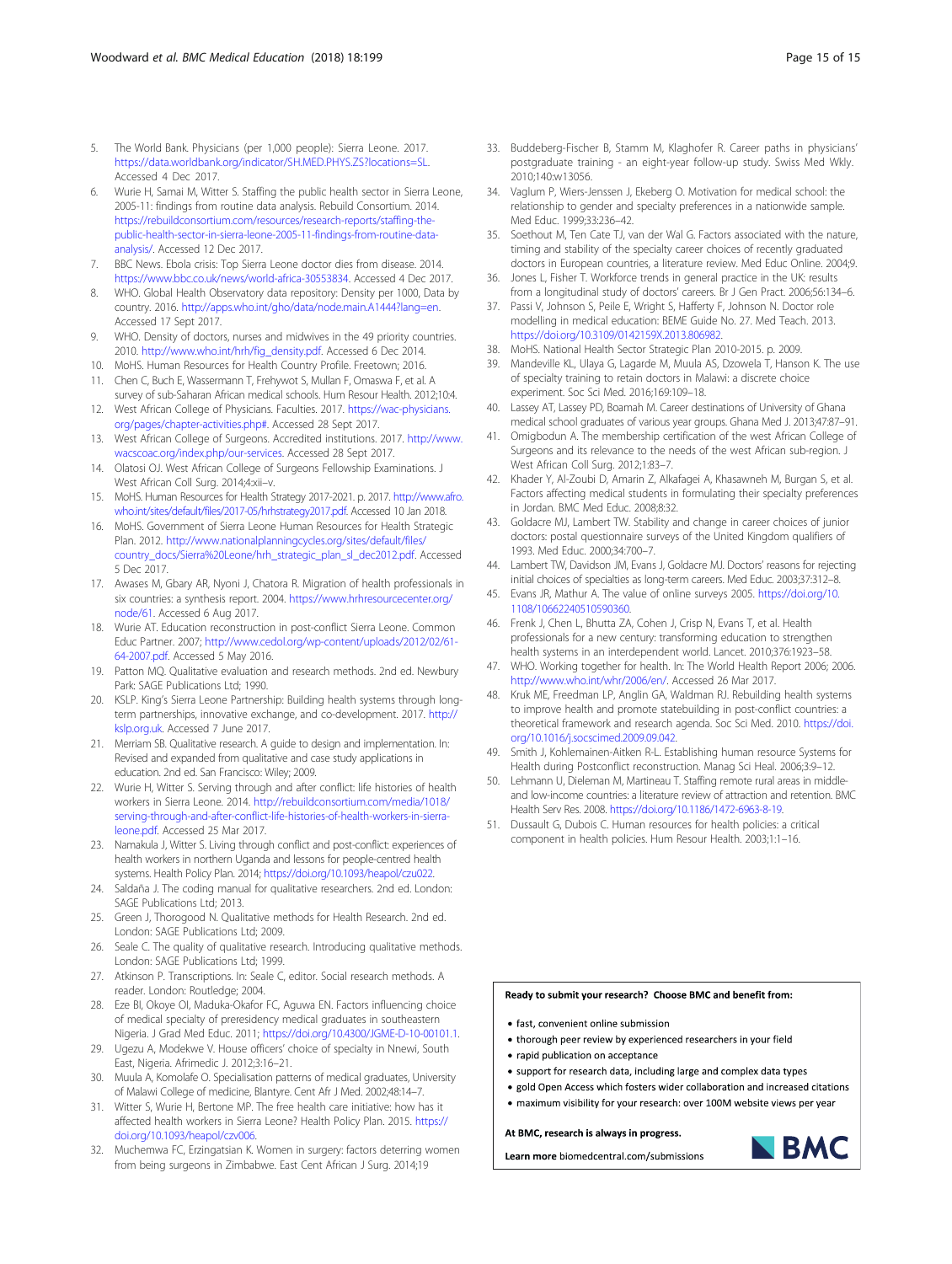5. The World Bank. Physicians (per 1,000 people): Sierra Leone. 2017. https://data.worldbank.org/indicator/SH.MED.PHYS.ZS?locations=SL. Accessed 4 Dec 2017.
6. Wurie H, Samai M, Witter S. Staffing the public health sector in Sierra Leone, 2005-11: findings from routine data analysis. Rebuild Consortium. 2014. https://rebuildconsortium.com/resources/research-reports/staffing-the-public-health-sector-in-sierra-leone-2005-11-findings-from-routine-data-analysis/. Accessed 12 Dec 2017.
7. BBC News. Ebola crisis: Top Sierra Leone doctor dies from disease. 2014. https://www.bbc.co.uk/news/world-africa-30553834. Accessed 4 Dec 2017.
8. WHO. Global Health Observatory data repository: Density per 1000, Data by country. 2016. http://apps.who.int/gho/data/node.main.A1444?lang=en. Accessed 17 Sept 2017.
9. WHO. Density of doctors, nurses and midwives in the 49 priority countries. 2010. http://www.who.int/hrh/fig_density.pdf. Accessed 6 Dec 2014.
10. MoHS. Human Resources for Health Country Profile. Freetown; 2016.
11. Chen C, Buch E, Wassermann T, Frehywot S, Mullan F, Omaswa F, et al. A survey of sub-Saharan African medical schools. Hum Resour Health. 2012;10:4.
12. West African College of Physicians. Faculties. 2017. https://wac-physicians.org/pages/chapter-activities.php#. Accessed 28 Sept 2017.
13. West African College of Surgeons. Accredited institutions. 2017. http://www.wacscoac.org/index.php/our-services. Accessed 28 Sept 2017.
14. Olatosi OJ. West African College of Surgeons Fellowship Examinations. J West African Coll Surg. 2014;4:xii–v.
15. MoHS. Human Resources for Health Strategy 2017-2021. p. 2017. http://www.afro.who.int/sites/default/files/2017-05/hrhstrategy2017.pdf. Accessed 10 Jan 2018.
16. MoHS. Government of Sierra Leone Human Resources for Health Strategic Plan. 2012. http://www.nationalplanningcycles.org/sites/default/files/country_docs/Sierra%20Leone/hrh_strategic_plan_sl_dec2012.pdf. Accessed 5 Dec 2017.
17. Awases M, Gbary AR, Nyoni J, Chatora R. Migration of health professionals in six countries: a synthesis report. 2004. https://www.hrhresourcecenter.org/node/61. Accessed 6 Aug 2017.
18. Wurie AT. Education reconstruction in post-conflict Sierra Leone. Common Educ Partner. 2007; http://www.cedol.org/wp-content/uploads/2012/02/61-64-2007.pdf. Accessed 5 May 2016.
19. Patton MQ. Qualitative evaluation and research methods. 2nd ed. Newbury Park: SAGE Publications Ltd; 1990.
20. KSLP. King's Sierra Leone Partnership: Building health systems through long-term partnerships, innovative exchange, and co-development. 2017. http://kslp.org.uk. Accessed 7 June 2017.
21. Merriam SB. Qualitative research. A guide to design and implementation. In: Revised and expanded from qualitative and case study applications in education. 2nd ed. San Francisco: Wiley; 2009.
22. Wurie H, Witter S. Serving through and after conflict: life histories of health workers in Sierra Leone. 2014. http://rebuildconsortium.com/media/1018/serving-through-and-after-conflict-life-histories-of-health-workers-in-sierra-leone.pdf. Accessed 25 Mar 2017.
23. Namakula J, Witter S. Living through conflict and post-conflict: experiences of health workers in northern Uganda and lessons for people-centred health systems. Health Policy Plan. 2014; https://doi.org/10.1093/heapol/czu022.
24. Saldaña J. The coding manual for qualitative researchers. 2nd ed. London: SAGE Publications Ltd; 2013.
25. Green J, Thorogood N. Qualitative methods for Health Research. 2nd ed. London: SAGE Publications Ltd; 2009.
26. Seale C. The quality of qualitative research. Introducing qualitative methods. London: SAGE Publications Ltd; 1999.
27. Atkinson P. Transcriptions. In: Seale C, editor. Social research methods. A reader. London: Routledge; 2004.
28. Eze BI, Okoye OI, Maduka-Okafor FC, Aguwa EN. Factors influencing choice of medical specialty of preresidency medical graduates in southeastern Nigeria. J Grad Med Educ. 2011; https://doi.org/10.4300/JGME-D-10-00101.1.
29. Ugezu A, Modekwe V. House officers' choice of specialty in Nnewi, South East, Nigeria. Afrimedic J. 2012;3:16–21.
30. Muula A, Komolafe O. Specialisation patterns of medical graduates, University of Malawi College of medicine, Blantyre. Cent Afr J Med. 2002;48:14–7.
31. Witter S, Wurie H, Bertone MP. The free health care initiative: how has it affected health workers in Sierra Leone? Health Policy Plan. 2015. https://doi.org/10.1093/heapol/czv006.
32. Muchemwa FC, Erzingatsian K. Women in surgery: factors deterring women from being surgeons in Zimbabwe. East Cent African J Surg. 2014;19
33. Buddeberg-Fischer B, Stamm M, Klaghofer R. Career paths in physicians' postgraduate training - an eight-year follow-up study. Swiss Med Wkly. 2010;140:w13056.
34. Vaglum P, Wiers-Jenssen J, Ekeberg O. Motivation for medical school: the relationship to gender and specialty preferences in a nationwide sample. Med Educ. 1999;33:236–42.
35. Soethout M, Ten Cate TJ, van der Wal G. Factors associated with the nature, timing and stability of the specialty career choices of recently graduated doctors in European countries, a literature review. Med Educ Online. 2004;9.
36. Jones L, Fisher T. Workforce trends in general practice in the UK: results from a longitudinal study of doctors' careers. Br J Gen Pract. 2006;56:134–6.
37. Passi V, Johnson S, Peile E, Wright S, Hafferty F, Johnson N. Doctor role modelling in medical education: BEME Guide No. 27. Med Teach. 2013. https://doi.org/10.3109/0142159X.2013.806982.
38. MoHS. National Health Sector Strategic Plan 2010-2015. p. 2009.
39. Mandeville KL, Ulaya G, Lagarde M, Muula AS, Dzowela T, Hanson K. The use of specialty training to retain doctors in Malawi: a discrete choice experiment. Soc Sci Med. 2016;169:109–18.
40. Lassey AT, Lassey PD, Boamah M. Career destinations of University of Ghana medical school graduates of various year groups. Ghana Med J. 2013;47:87–91.
41. Omigbodun A. The membership certification of the west African College of Surgeons and its relevance to the needs of the west African sub-region. J West African Coll Surg. 2012;1:83–7.
42. Khader Y, Al-Zoubi D, Amarin Z, Alkafagei A, Khasawneh M, Burgan S, et al. Factors affecting medical students in formulating their specialty preferences in Jordan. BMC Med Educ. 2008;8:32.
43. Goldacre MJ, Lambert TW. Stability and change in career choices of junior doctors: postal questionnaire surveys of the United Kingdom qualifiers of 1993. Med Educ. 2000;34:700–7.
44. Lambert TW, Davidson JM, Evans J, Goldacre MJ. Doctors' reasons for rejecting initial choices of specialties as long-term careers. Med Educ. 2003;37:312–8.
45. Evans JR, Mathur A. The value of online surveys 2005. https://doi.org/10.1108/10662240510590360.
46. Frenk J, Chen L, Bhutta ZA, Cohen J, Crisp N, Evans T, et al. Health professionals for a new century: transforming education to strengthen health systems in an interdependent world. Lancet. 2010;376:1923–58.
47. WHO. Working together for health. In: The World Health Report 2006; 2006. http://www.who.int/whr/2006/en/. Accessed 26 Mar 2017.
48. Kruk ME, Freedman LP, Anglin GA, Waldman RJ. Rebuilding health systems to improve health and promote statebuilding in post-conflict countries: a theoretical framework and research agenda. Soc Sci Med. 2010. https://doi.org/10.1016/j.socscimed.2009.09.042.
49. Smith J, Kohlemainen-Aitken R-L. Establishing human resource Systems for Health during Postconflict reconstruction. Manag Sci Heal. 2006;3:9–12.
50. Lehmann U, Dieleman M, Martineau T. Staffing remote rural areas in middle- and low-income countries: a literature review of attraction and retention. BMC Health Serv Res. 2008. https://doi.org/10.1186/1472-6963-8-19.
51. Dussault G, Dubois C. Human resources for health policies: a critical component in health policies. Hum Resour Health. 2003;1:1–16.

**Ready to submit your research? Choose BMC and benefit from:**

- fast, convenient online submission
- thorough peer review by experienced researchers in your field
- rapid publication on acceptance
- support for research data, including large and complex data types
- gold Open Access which fosters wider collaboration and increased citations
- maximum visibility for your research: over 100M website views per year

**At BMC, research is always in progress.**

**Learn more** biomedcentral.com/submissions

BMC